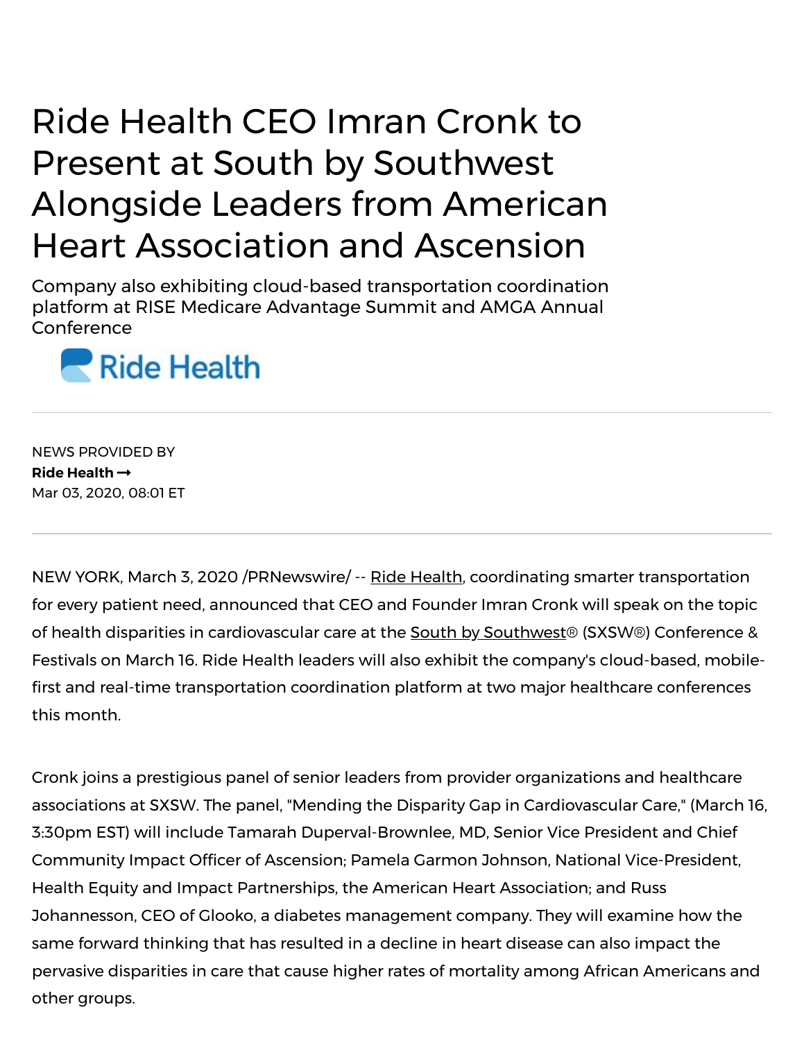# Ride Health CEO Imran Cronk to Present at South by Southwest Alongside Leaders from American Heart Association and Ascension

Company also exhibiting cloud-based transportation coordination platform at RISE Medicare Advantage Summit and AMGA Annual Conference

Ride Health

NEWS PROVIDED BY

**Ride Health →**

Mar 03, 2020, 08:01 ET

NEW YORK, March 3, 2020 /PRNewswire/ -- Ride Health, coordinating smarter transportation for every patient need, announced that CEO and Founder Imran Cronk will speak on the topic of health disparities in cardiovascular care at the South by Southwest® (SXSW®) Conference & Festivals on March 16. Ride Health leaders will also exhibit the company's cloud-based, mobile-first and real-time transportation coordination platform at two major healthcare conferences this month.

Cronk joins a prestigious panel of senior leaders from provider organizations and healthcare associations at SXSW. The panel, "Mending the Disparity Gap in Cardiovascular Care," (March 16, 3:30pm EST) will include Tamarah Duperval-Brownlee, MD, Senior Vice President and Chief Community Impact Officer of Ascension; Pamela Garmon Johnson, National Vice-President, Health Equity and Impact Partnerships, the American Heart Association; and Russ Johannesson, CEO of Glooko, a diabetes management company. They will examine how the same forward thinking that has resulted in a decline in heart disease can also impact the pervasive disparities in care that cause higher rates of mortality among African Americans and other groups.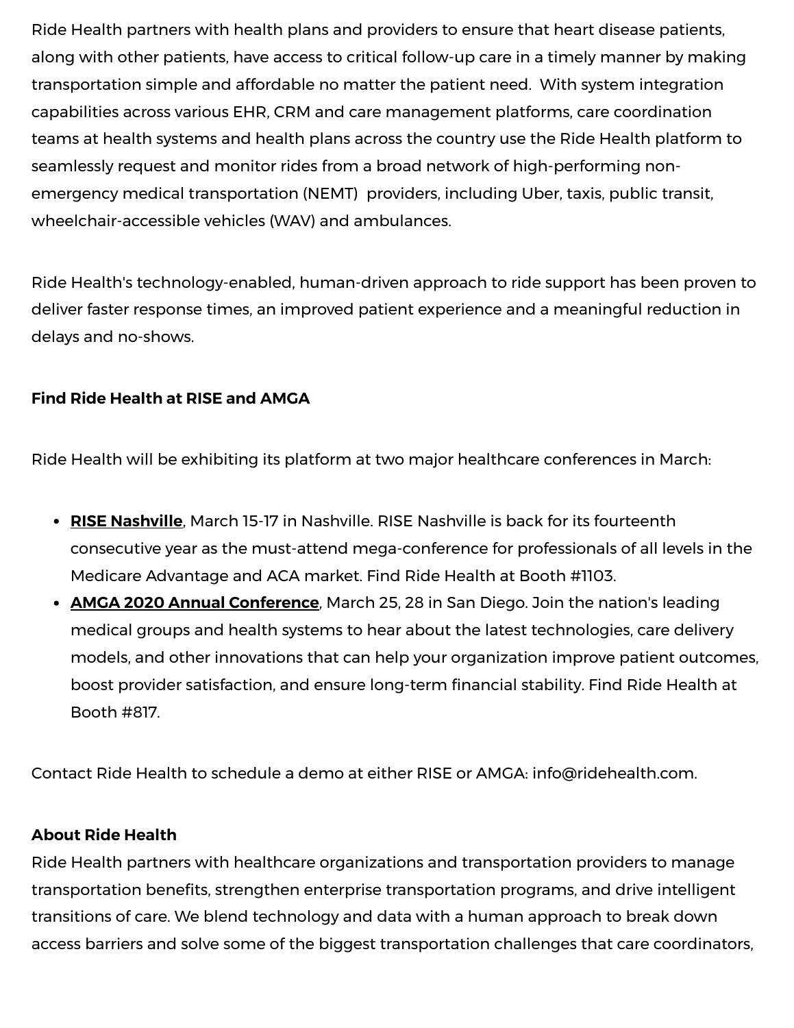Ride Health partners with health plans and providers to ensure that heart disease patients, along with other patients, have access to critical follow-up care in a timely manner by making transportation simple and affordable no matter the patient need. With system integration capabilities across various EHR, CRM and care management platforms, care coordination teams at health systems and health plans across the country use the Ride Health platform to seamlessly request and monitor rides from a broad network of high-performing non-emergency medical transportation (NEMT) providers, including Uber, taxis, public transit, wheelchair-accessible vehicles (WAV) and ambulances.

Ride Health's technology-enabled, human-driven approach to ride support has been proven to deliver faster response times, an improved patient experience and a meaningful reduction in delays and no-shows.

**Find Ride Health at RISE and AMGA**

Ride Health will be exhibiting its platform at two major healthcare conferences in March:

- **RISE Nashville**, March 15-17 in Nashville. RISE Nashville is back for its fourteenth consecutive year as the must-attend mega-conference for professionals of all levels in the Medicare Advantage and ACA market. Find Ride Health at Booth #1103.
- **AMGA 2020 Annual Conference**, March 25, 28 in San Diego. Join the nation's leading medical groups and health systems to hear about the latest technologies, care delivery models, and other innovations that can help your organization improve patient outcomes, boost provider satisfaction, and ensure long-term financial stability. Find Ride Health at Booth #817.

Contact Ride Health to schedule a demo at either RISE or AMGA: info@ridehealth.com.

**About Ride Health**

Ride Health partners with healthcare organizations and transportation providers to manage transportation benefits, strengthen enterprise transportation programs, and drive intelligent transitions of care. We blend technology and data with a human approach to break down access barriers and solve some of the biggest transportation challenges that care coordinators,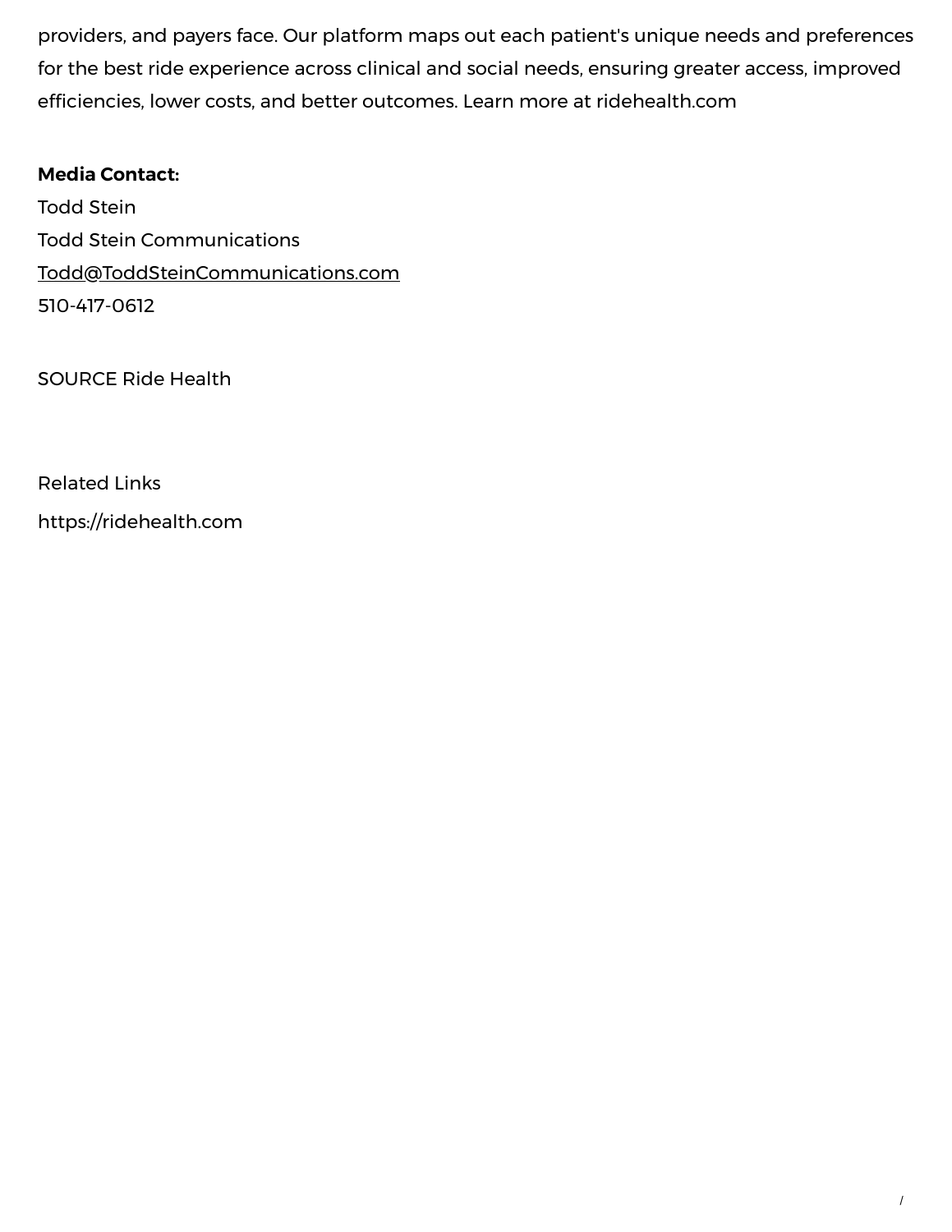providers, and payers face. Our platform maps out each patient's unique needs and preferences for the best ride experience across clinical and social needs, ensuring greater access, improved efficiencies, lower costs, and better outcomes. Learn more at ridehealth.com

**Media Contact:**
Todd Stein
Todd Stein Communications
Todd@ToddSteinCommunications.com
510-417-0612

SOURCE Ride Health

Related Links

https://ridehealth.com